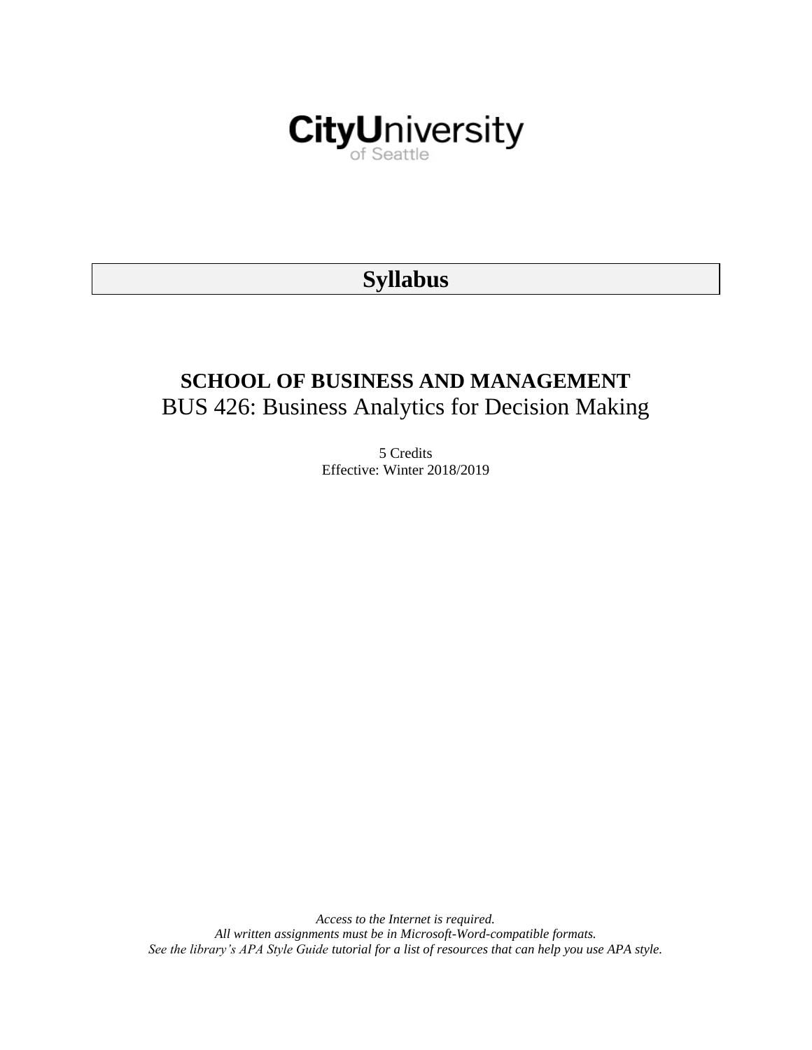CityUniversity of Seattle

# Syllabus

## SCHOOL OF BUSINESS AND MANAGEMENT

BUS 426: Business Analytics for Decision Making

5 Credits

Effective: Winter 2018/2019

*Access to the Internet is required.*
*All written assignments must be in Microsoft-Word-compatible formats.*
*See the library's APA Style Guide tutorial for a list of resources that can help you use APA style.*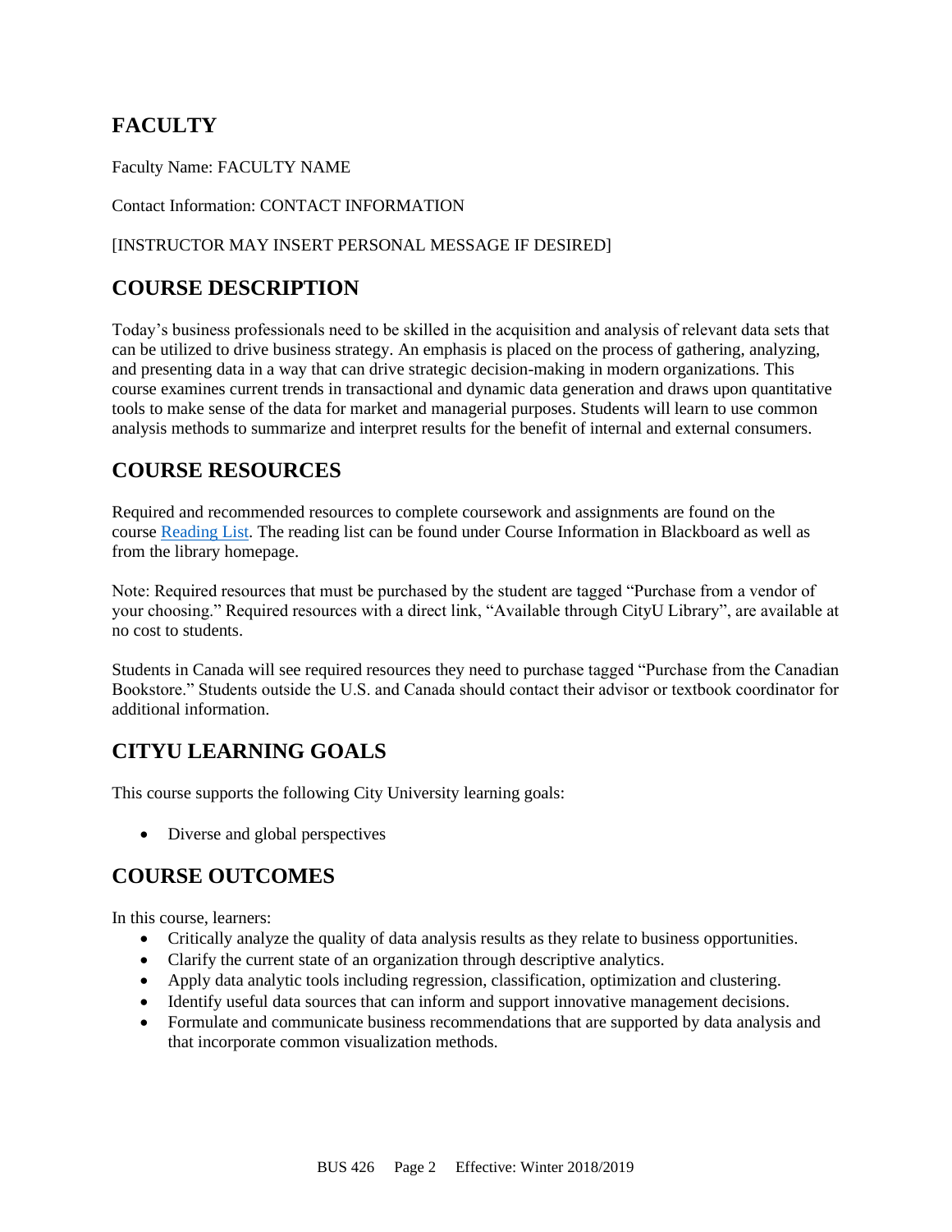## FACULTY

Faculty Name: FACULTY NAME

Contact Information: CONTACT INFORMATION

[INSTRUCTOR MAY INSERT PERSONAL MESSAGE IF DESIRED]

## COURSE DESCRIPTION

Today's business professionals need to be skilled in the acquisition and analysis of relevant data sets that can be utilized to drive business strategy. An emphasis is placed on the process of gathering, analyzing, and presenting data in a way that can drive strategic decision-making in modern organizations. This course examines current trends in transactional and dynamic data generation and draws upon quantitative tools to make sense of the data for market and managerial purposes. Students will learn to use common analysis methods to summarize and interpret results for the benefit of internal and external consumers.

## COURSE RESOURCES

Required and recommended resources to complete coursework and assignments are found on the course Reading List. The reading list can be found under Course Information in Blackboard as well as from the library homepage.

Note: Required resources that must be purchased by the student are tagged "Purchase from a vendor of your choosing." Required resources with a direct link, "Available through CityU Library", are available at no cost to students.

Students in Canada will see required resources they need to purchase tagged "Purchase from the Canadian Bookstore." Students outside the U.S. and Canada should contact their advisor or textbook coordinator for additional information.

## CITYU LEARNING GOALS

This course supports the following City University learning goals:

- Diverse and global perspectives

## COURSE OUTCOMES

In this course, learners:

- Critically analyze the quality of data analysis results as they relate to business opportunities.
- Clarify the current state of an organization through descriptive analytics.
- Apply data analytic tools including regression, classification, optimization and clustering.
- Identify useful data sources that can inform and support innovative management decisions.
- Formulate and communicate business recommendations that are supported by data analysis and that incorporate common visualization methods.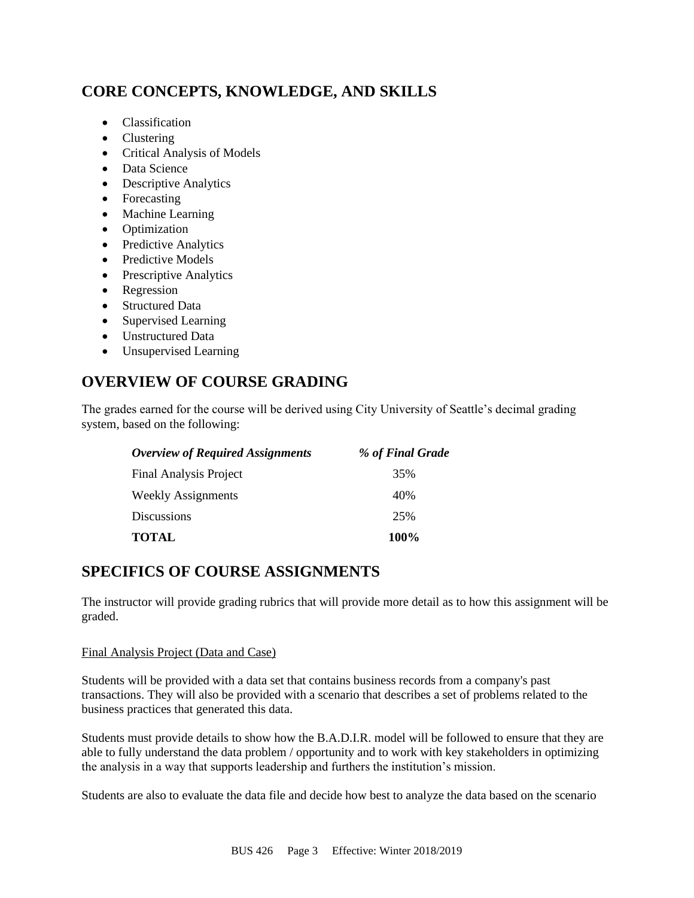## CORE CONCEPTS, KNOWLEDGE, AND SKILLS

- Classification
- Clustering
- Critical Analysis of Models
- Data Science
- Descriptive Analytics
- Forecasting
- Machine Learning
- Optimization
- Predictive Analytics
- Predictive Models
- Prescriptive Analytics
- Regression
- Structured Data
- Supervised Learning
- Unstructured Data
- Unsupervised Learning

## OVERVIEW OF COURSE GRADING

The grades earned for the course will be derived using City University of Seattle's decimal grading system, based on the following:

| *Overview of Required Assignments* | *% of Final Grade* |
| --- | --- |
| Final Analysis Project | 35% |
| Weekly Assignments | 40% |
| Discussions | 25% |
| **TOTAL** | **100%** |

## SPECIFICS OF COURSE ASSIGNMENTS

The instructor will provide grading rubrics that will provide more detail as to how this assignment will be graded.

Final Analysis Project (Data and Case)

Students will be provided with a data set that contains business records from a company's past transactions. They will also be provided with a scenario that describes a set of problems related to the business practices that generated this data.

Students must provide details to show how the B.A.D.I.R. model will be followed to ensure that they are able to fully understand the data problem / opportunity and to work with key stakeholders in optimizing the analysis in a way that supports leadership and furthers the institution's mission.

Students are also to evaluate the data file and decide how best to analyze the data based on the scenario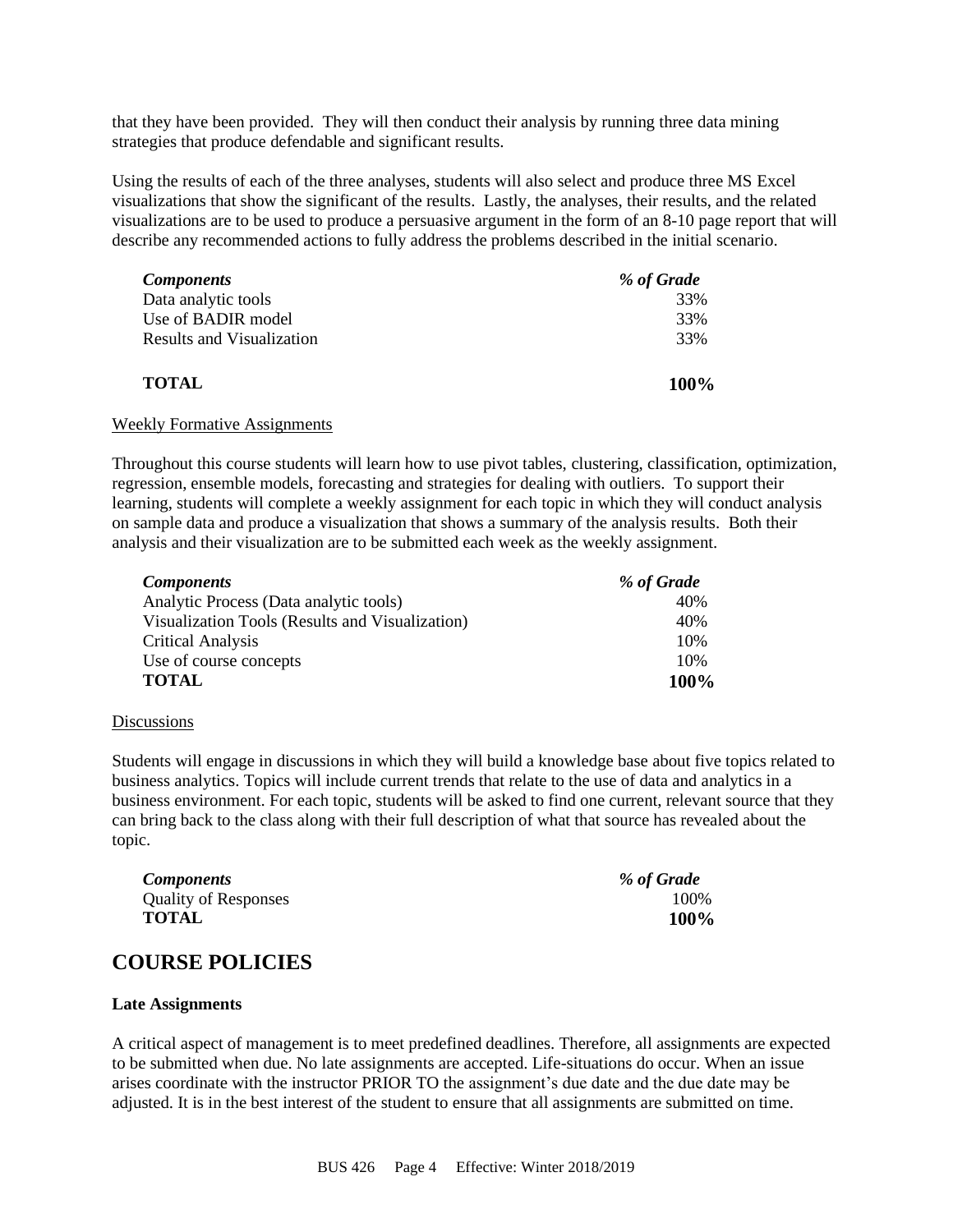that they have been provided. They will then conduct their analysis by running three data mining strategies that produce defendable and significant results.

Using the results of each of the three analyses, students will also select and produce three MS Excel visualizations that show the significant of the results. Lastly, the analyses, their results, and the related visualizations are to be used to produce a persuasive argument in the form of an 8-10 page report that will describe any recommended actions to fully address the problems described in the initial scenario.

| *Components* | *% of Grade* |
|---|---|
| Data analytic tools | 33% |
| Use of BADIR model | 33% |
| Results and Visualization | 33% |
| **TOTAL** | **100%** |

Weekly Formative Assignments

Throughout this course students will learn how to use pivot tables, clustering, classification, optimization, regression, ensemble models, forecasting and strategies for dealing with outliers. To support their learning, students will complete a weekly assignment for each topic in which they will conduct analysis on sample data and produce a visualization that shows a summary of the analysis results. Both their analysis and their visualization are to be submitted each week as the weekly assignment.

| *Components* | *% of Grade* |
|---|---|
| Analytic Process (Data analytic tools) | 40% |
| Visualization Tools (Results and Visualization) | 40% |
| Critical Analysis | 10% |
| Use of course concepts | 10% |
| **TOTAL** | **100%** |

Discussions

Students will engage in discussions in which they will build a knowledge base about five topics related to business analytics. Topics will include current trends that relate to the use of data and analytics in a business environment. For each topic, students will be asked to find one current, relevant source that they can bring back to the class along with their full description of what that source has revealed about the topic.

| *Components* | *% of Grade* |
|---|---|
| Quality of Responses | 100% |
| **TOTAL** | **100%** |

## COURSE POLICIES

**Late Assignments**

A critical aspect of management is to meet predefined deadlines. Therefore, all assignments are expected to be submitted when due. No late assignments are accepted. Life-situations do occur. When an issue arises coordinate with the instructor PRIOR TO the assignment's due date and the due date may be adjusted. It is in the best interest of the student to ensure that all assignments are submitted on time.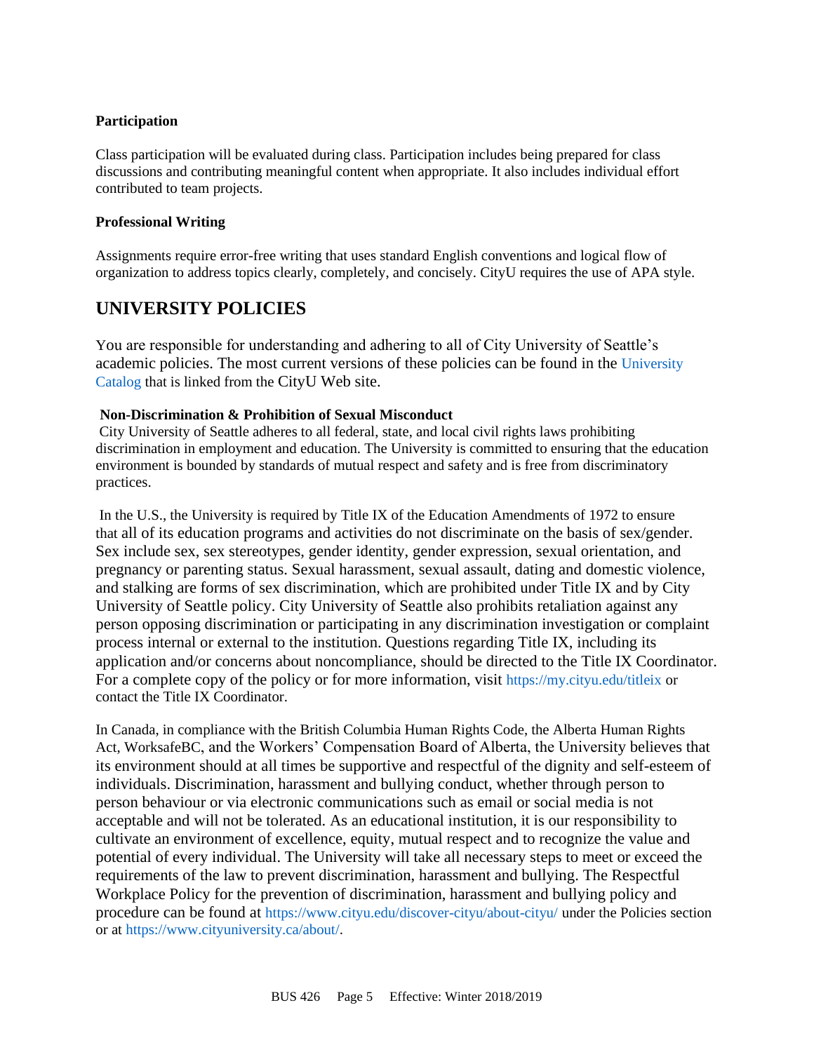### Participation

Class participation will be evaluated during class. Participation includes being prepared for class discussions and contributing meaningful content when appropriate. It also includes individual effort contributed to team projects.

### Professional Writing

Assignments require error-free writing that uses standard English conventions and logical flow of organization to address topics clearly, completely, and concisely. CityU requires the use of APA style.

## UNIVERSITY POLICIES

You are responsible for understanding and adhering to all of City University of Seattle's academic policies. The most current versions of these policies can be found in the University Catalog that is linked from the CityU Web site.

**Non-Discrimination & Prohibition of Sexual Misconduct**

City University of Seattle adheres to all federal, state, and local civil rights laws prohibiting discrimination in employment and education. The University is committed to ensuring that the education environment is bounded by standards of mutual respect and safety and is free from discriminatory practices.

In the U.S., the University is required by Title IX of the Education Amendments of 1972 to ensure that all of its education programs and activities do not discriminate on the basis of sex/gender. Sex include sex, sex stereotypes, gender identity, gender expression, sexual orientation, and pregnancy or parenting status. Sexual harassment, sexual assault, dating and domestic violence, and stalking are forms of sex discrimination, which are prohibited under Title IX and by City University of Seattle policy. City University of Seattle also prohibits retaliation against any person opposing discrimination or participating in any discrimination investigation or complaint process internal or external to the institution. Questions regarding Title IX, including its application and/or concerns about noncompliance, should be directed to the Title IX Coordinator. For a complete copy of the policy or for more information, visit https://my.cityu.edu/titleix or contact the Title IX Coordinator.

In Canada, in compliance with the British Columbia Human Rights Code, the Alberta Human Rights Act, WorksafeBC, and the Workers' Compensation Board of Alberta, the University believes that its environment should at all times be supportive and respectful of the dignity and self-esteem of individuals. Discrimination, harassment and bullying conduct, whether through person to person behaviour or via electronic communications such as email or social media is not acceptable and will not be tolerated. As an educational institution, it is our responsibility to cultivate an environment of excellence, equity, mutual respect and to recognize the value and potential of every individual. The University will take all necessary steps to meet or exceed the requirements of the law to prevent discrimination, harassment and bullying. The Respectful Workplace Policy for the prevention of discrimination, harassment and bullying policy and procedure can be found at https://www.cityu.edu/discover-cityu/about-cityu/ under the Policies section or at https://www.cityuniversity.ca/about/.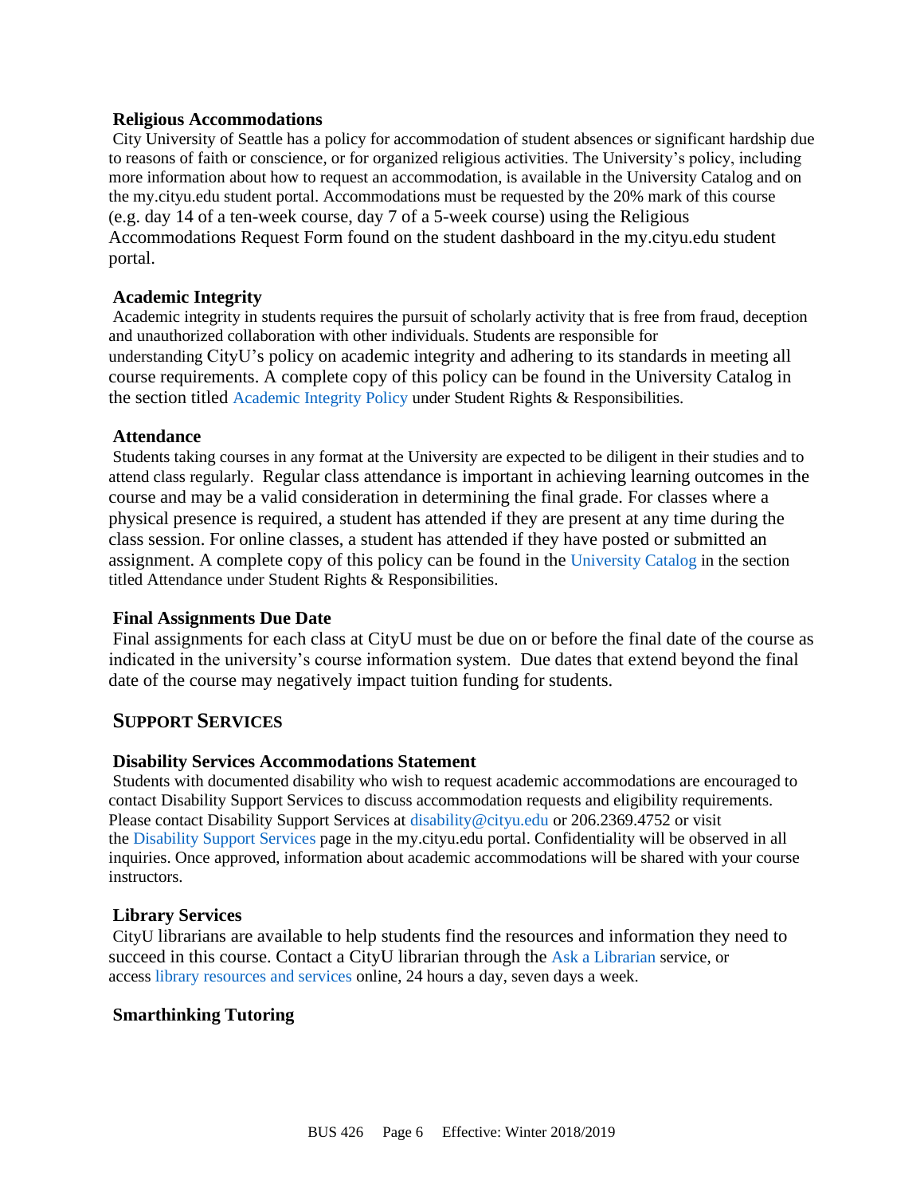### Religious Accommodations

City University of Seattle has a policy for accommodation of student absences or significant hardship due to reasons of faith or conscience, or for organized religious activities. The University's policy, including more information about how to request an accommodation, is available in the University Catalog and on the my.cityu.edu student portal. Accommodations must be requested by the 20% mark of this course (e.g. day 14 of a ten-week course, day 7 of a 5-week course) using the Religious Accommodations Request Form found on the student dashboard in the my.cityu.edu student portal.

### Academic Integrity

Academic integrity in students requires the pursuit of scholarly activity that is free from fraud, deception and unauthorized collaboration with other individuals. Students are responsible for understanding CityU's policy on academic integrity and adhering to its standards in meeting all course requirements. A complete copy of this policy can be found in the University Catalog in the section titled Academic Integrity Policy under Student Rights & Responsibilities.

### Attendance

Students taking courses in any format at the University are expected to be diligent in their studies and to attend class regularly. Regular class attendance is important in achieving learning outcomes in the course and may be a valid consideration in determining the final grade. For classes where a physical presence is required, a student has attended if they are present at any time during the class session. For online classes, a student has attended if they have posted or submitted an assignment. A complete copy of this policy can be found in the University Catalog in the section titled Attendance under Student Rights & Responsibilities.

### Final Assignments Due Date

Final assignments for each class at CityU must be due on or before the final date of the course as indicated in the university's course information system. Due dates that extend beyond the final date of the course may negatively impact tuition funding for students.

## Support Services

### Disability Services Accommodations Statement

Students with documented disability who wish to request academic accommodations are encouraged to contact Disability Support Services to discuss accommodation requests and eligibility requirements. Please contact Disability Support Services at disability@cityu.edu or 206.2369.4752 or visit the Disability Support Services page in the my.cityu.edu portal. Confidentiality will be observed in all inquiries. Once approved, information about academic accommodations will be shared with your course instructors.

### Library Services

CityU librarians are available to help students find the resources and information they need to succeed in this course. Contact a CityU librarian through the Ask a Librarian service, or access library resources and services online, 24 hours a day, seven days a week.

### Smarthinking Tutoring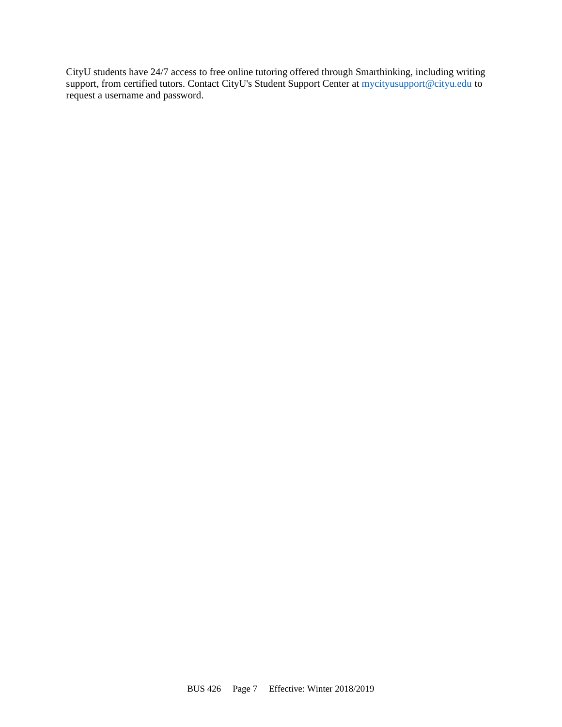CityU students have 24/7 access to free online tutoring offered through Smarthinking, including writing support, from certified tutors. Contact CityU's Student Support Center at mycityusupport@cityu.edu to request a username and password.